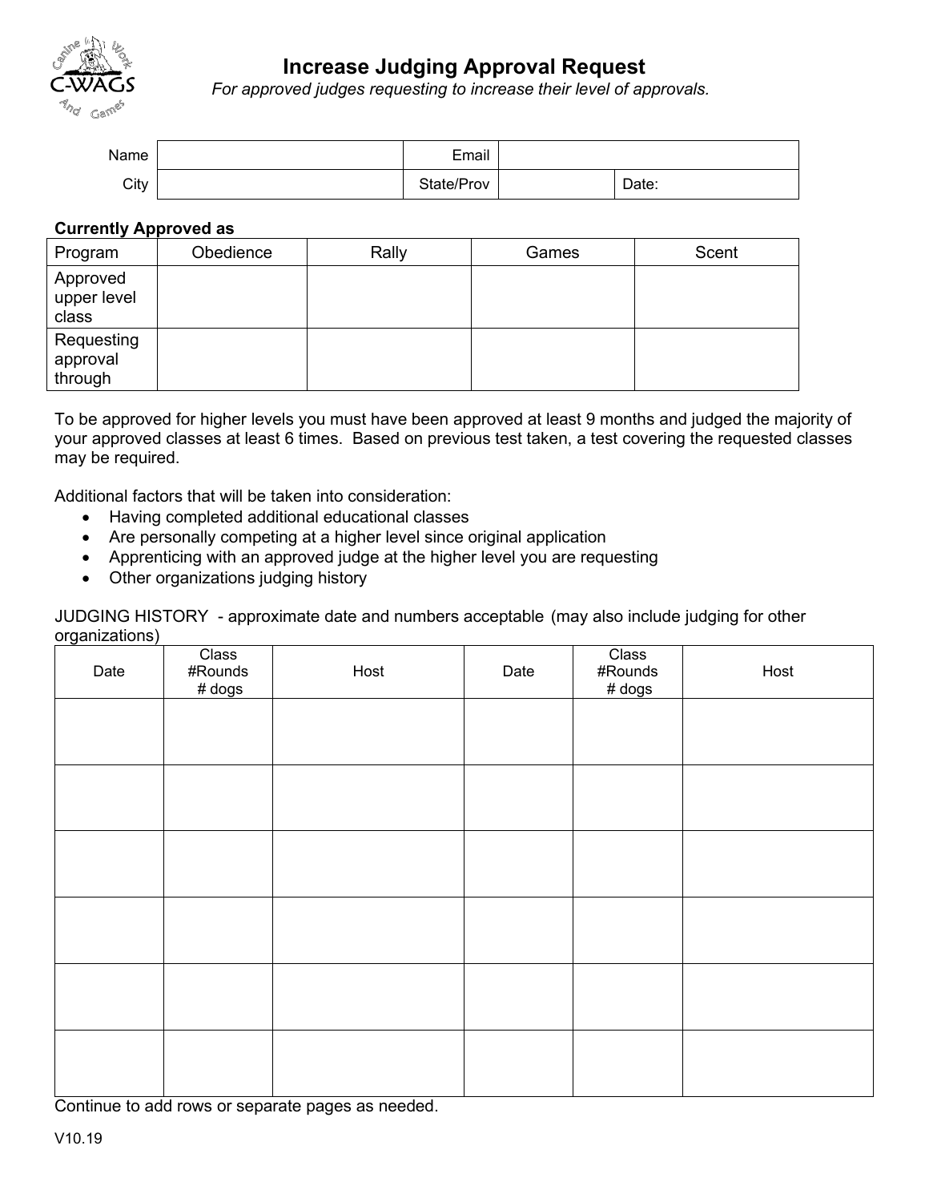# Increase Judging Approval Request

*For approved judges requesting to increase their level of approvals.*

| Name | | Email | | |
|---|---|---|---|---|
| City | | State/Prov | | Date: |

**Currently Approved as**

| Program | Obedience | Rally | Games | Scent |
|---|---|---|---|---|
| Approved upper level class | | | | |
| Requesting approval through | | | | |

To be approved for higher levels you must have been approved at least 9 months and judged the majority of your approved classes at least 6 times. Based on previous test taken, a test covering the requested classes may be required.

Additional factors that will be taken into consideration:

- Having completed additional educational classes
- Are personally competing at a higher level since original application
- Apprenticing with an approved judge at the higher level you are requesting
- Other organizations judging history

JUDGING HISTORY - approximate date and numbers acceptable (may also include judging for other organizations)

| Date | Class #Rounds # dogs | Host | Date | Class #Rounds # dogs | Host |
|---|---|---|---|---|---|
| | | | | | |
| | | | | | |
| | | | | | |
| | | | | | |
| | | | | | |
| | | | | | |

Continue to add rows or separate pages as needed.

V10.19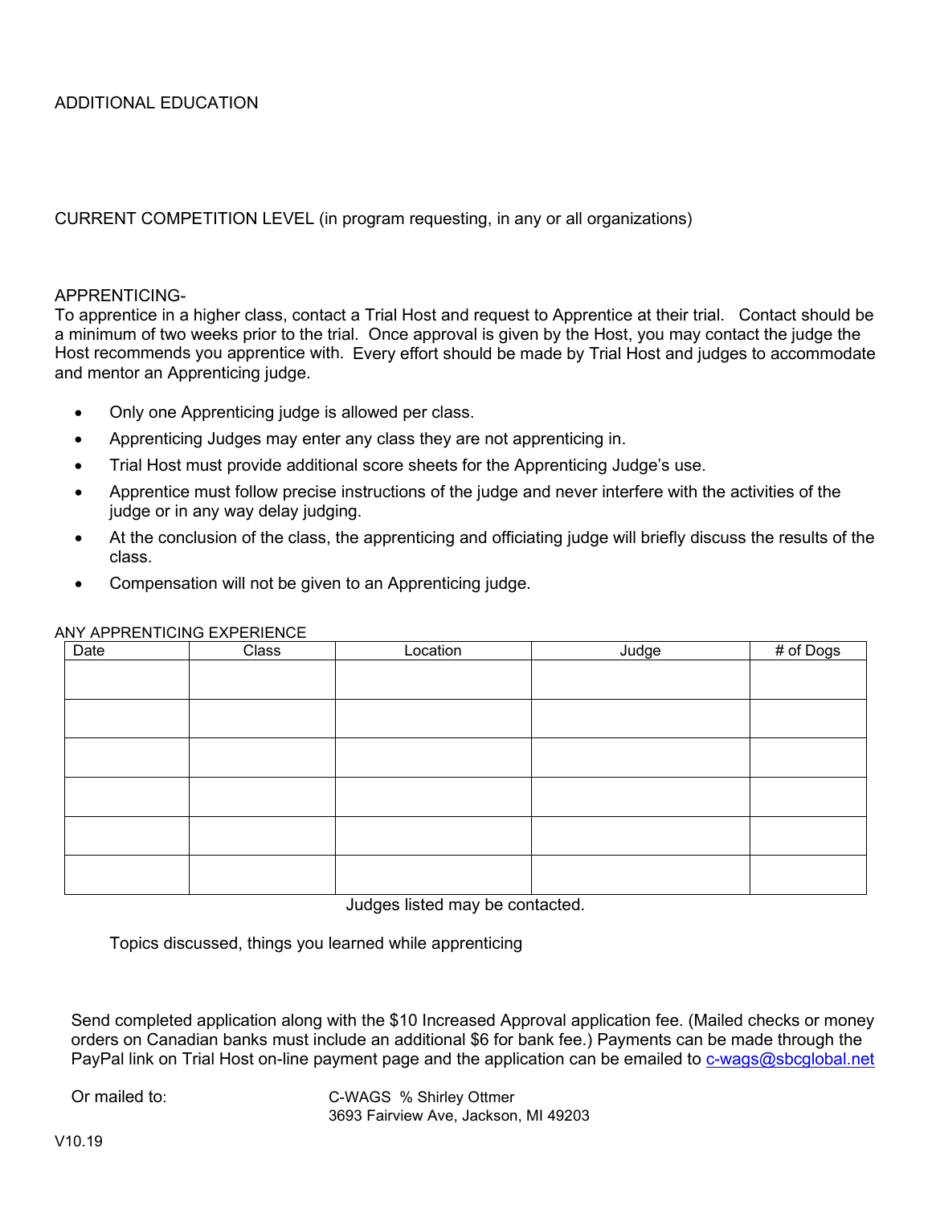ADDITIONAL EDUCATION

CURRENT COMPETITION LEVEL (in program requesting, in any or all organizations)

APPRENTICING-

To apprentice in a higher class, contact a Trial Host and request to Apprentice at their trial. Contact should be a minimum of two weeks prior to the trial. Once approval is given by the Host, you may contact the judge the Host recommends you apprentice with. Every effort should be made by Trial Host and judges to accommodate and mentor an Apprenticing judge.

- Only one Apprenticing judge is allowed per class.
- Apprenticing Judges may enter any class they are not apprenticing in.
- Trial Host must provide additional score sheets for the Apprenticing Judge's use.
- Apprentice must follow precise instructions of the judge and never interfere with the activities of the judge or in any way delay judging.
- At the conclusion of the class, the apprenticing and officiating judge will briefly discuss the results of the class.
- Compensation will not be given to an Apprenticing judge.

ANY APPRENTICING EXPERIENCE

| Date | Class | Location | Judge | # of Dogs |
|---|---|---|---|---|
| | | | | |
| | | | | |
| | | | | |
| | | | | |
| | | | | |
| | | | | |

Judges listed may be contacted.

Topics discussed, things you learned while apprenticing

Send completed application along with the $10 Increased Approval application fee. (Mailed checks or money orders on Canadian banks must include an additional $6 for bank fee.) Payments can be made through the PayPal link on Trial Host on-line payment page and the application can be emailed to c-wags@sbcglobal.net

Or mailed to: C-WAGS % Shirley Ottmer
3693 Fairview Ave, Jackson, MI 49203

V10.19